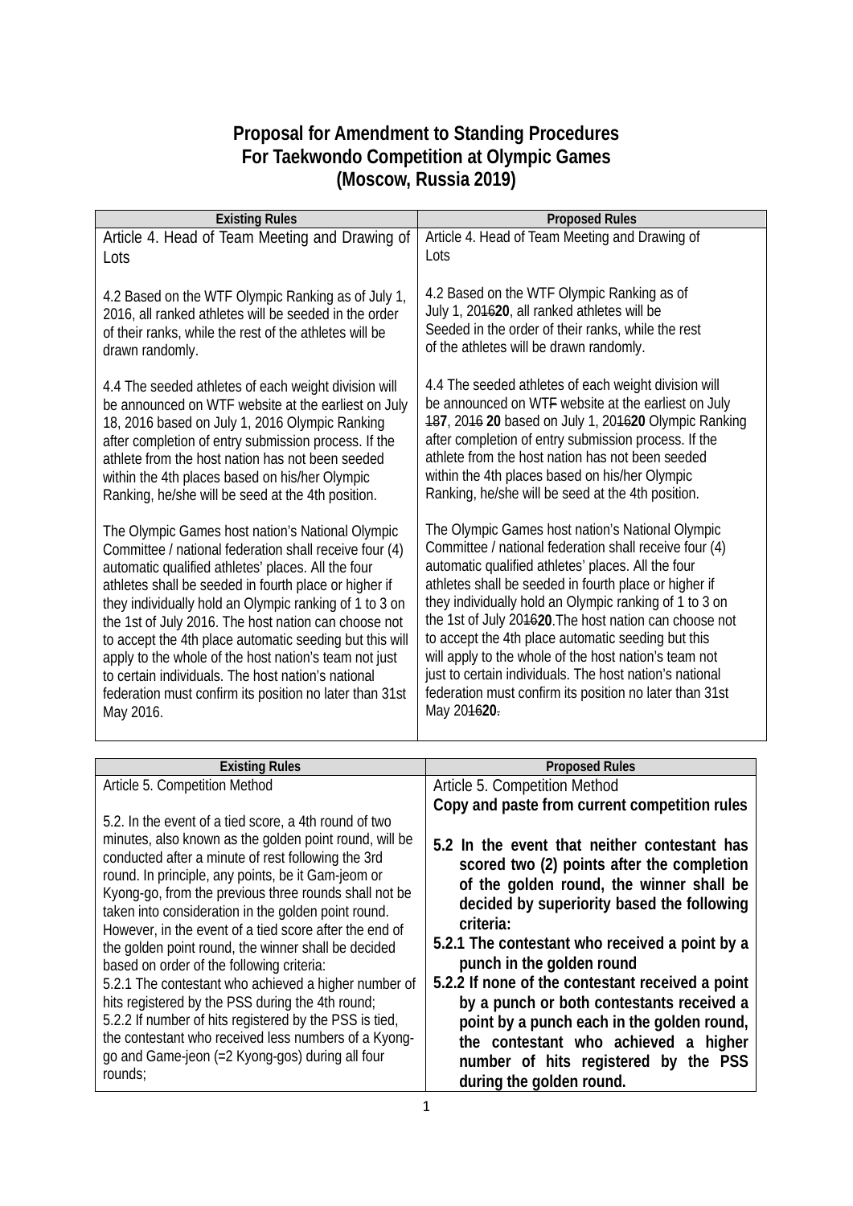# Proposal for Amendment to Standing Procedures For Taekwondo Competition at Olympic Games (Moscow, Russia 2019)

| Existing Rules | Proposed Rules |
|---|---|
| Article 4. Head of Team Meeting and Drawing of Lots<br><br>4.2 Based on the WTF Olympic Ranking as of July 1, 2016, all ranked athletes will be seeded in the order of their ranks, while the rest of the athletes will be drawn randomly.<br><br>4.4 The seeded athletes of each weight division will be announced on WTF website at the earliest on July 18, 2016 based on July 1, 2016 Olympic Ranking after completion of entry submission process. If the athlete from the host nation has not been seeded within the 4th places based on his/her Olympic Ranking, he/she will be seed at the 4th position.<br><br>The Olympic Games host nation's National Olympic Committee / national federation shall receive four (4) automatic qualified athletes' places. All the four athletes shall be seeded in fourth place or higher if they individually hold an Olympic ranking of 1 to 3 on the 1st of July 2016. The host nation can choose not to accept the 4th place automatic seeding but this will apply to the whole of the host nation's team not just to certain individuals. The host nation's national federation must confirm its position no later than 31st May 2016. | Article 4. Head of Team Meeting and Drawing of Lots<br><br>4.2 Based on the WTF Olympic Ranking as of July 1, 2016**20**, all ranked athletes will be Seeded in the order of their ranks, while the rest of the athletes will be drawn randomly.<br><br>4.4 The seeded athletes of each weight division will be announced on WTF website at the earliest on July 18**7**, 2016 **20** based on July 1, 2016**20** Olympic Ranking after completion of entry submission process. If the athlete from the host nation has not been seeded within the 4th places based on his/her Olympic Ranking, he/she will be seed at the 4th position.<br><br>The Olympic Games host nation's National Olympic Committee / national federation shall receive four (4) automatic qualified athletes' places. All the four athletes shall be seeded in fourth place or higher if they individually hold an Olympic ranking of 1 to 3 on the 1st of July 2016**20**.The host nation can choose not to accept the 4th place automatic seeding but this will apply to the whole of the host nation's team not just to certain individuals. The host nation's national federation must confirm its position no later than 31st May 2016**20**. |

| Existing Rules | Proposed Rules |
|---|---|
| Article 5. Competition Method<br><br>5.2. In the event of a tied score, a 4th round of two minutes, also known as the golden point round, will be conducted after a minute of rest following the 3rd round. In principle, any points, be it Gam-jeom or Kyong-go, from the previous three rounds shall not be taken into consideration in the golden point round. However, in the event of a tied score after the end of the golden point round, the winner shall be decided based on order of the following criteria:<br>5.2.1 The contestant who achieved a higher number of hits registered by the PSS during the 4th round;<br>5.2.2 If number of hits registered by the PSS is tied, the contestant who received less numbers of a Kyong-go and Game-jeon (=2 Kyong-gos) during all four rounds; | Article 5. Competition Method<br>**Copy and paste from current competition rules**<br><br>**5.2 In the event that neither contestant has scored two (2) points after the completion of the golden round, the winner shall be decided by superiority based the following criteria:**<br>**5.2.1 The contestant who received a point by a punch in the golden round**<br>**5.2.2 If none of the contestant received a point by a punch or both contestants received a point by a punch each in the golden round, the contestant who achieved a higher number of hits registered by the PSS during the golden round.** |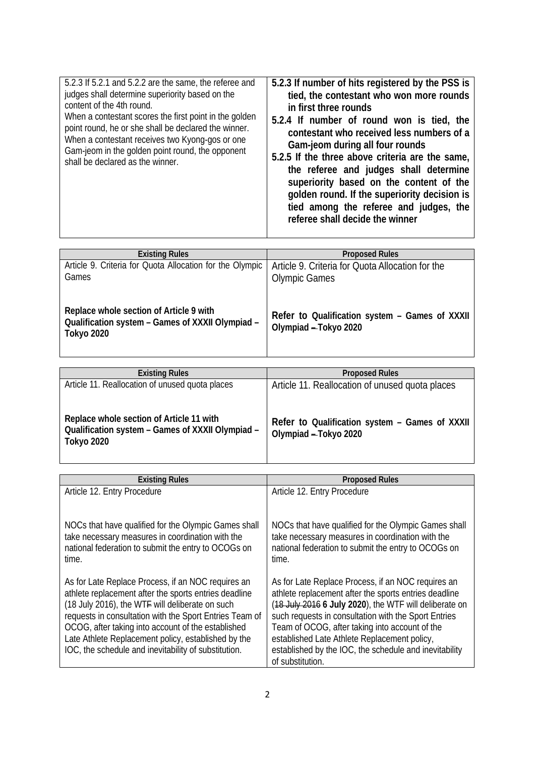| | |
|---|---|
| 5.2.3 If 5.2.1 and 5.2.2 are the same, the referee and judges shall determine superiority based on the content of the 4th round.<br>When a contestant scores the first point in the golden point round, he or she shall be declared the winner.<br>When a contestant receives two Kyong-gos or one Gam-jeom in the golden point round, the opponent shall be declared as the winner. | **5.2.3 If number of hits registered by the PSS is tied, the contestant who won more rounds in first three rounds**<br>**5.2.4 If number of round won is tied, the contestant who received less numbers of a Gam-jeom during all four rounds**<br>**5.2.5 If the three above criteria are the same, the referee and judges shall determine superiority based on the content of the golden round. If the superiority decision is tied among the referee and judges, the referee shall decide the winner** |

| Existing Rules | Proposed Rules |
|---|---|
| Article 9. Criteria for Quota Allocation for the Olympic Games<br><br>**Replace whole section of Article 9 with Qualification system – Games of XXXII Olympiad – Tokyo 2020** | Article 9. Criteria for Quota Allocation for the Olympic Games<br><br>**Refer to Qualification system – Games of XXXII Olympiad – Tokyo 2020** |

| Existing Rules | Proposed Rules |
|---|---|
| Article 11. Reallocation of unused quota places<br><br>**Replace whole section of Article 11 with Qualification system – Games of XXXII Olympiad – Tokyo 2020** | Article 11. Reallocation of unused quota places<br><br>**Refer to Qualification system – Games of XXXII Olympiad – Tokyo 2020** |

| Existing Rules | Proposed Rules |
|---|---|
| Article 12. Entry Procedure<br><br>NOCs that have qualified for the Olympic Games shall take necessary measures in coordination with the national federation to submit the entry to OCOGs on time.<br><br>As for Late Replace Process, if an NOC requires an athlete replacement after the sports entries deadline (18 July 2016), the WT~~F~~ will deliberate on such requests in consultation with the Sport Entries Team of OCOG, after taking into account of the established Late Athlete Replacement policy, established by the IOC, the schedule and inevitability of substitution. | Article 12. Entry Procedure<br><br>NOCs that have qualified for the Olympic Games shall take necessary measures in coordination with the national federation to submit the entry to OCOGs on time.<br><br>As for Late Replace Process, if an NOC requires an athlete replacement after the sports entries deadline (~~18 July 2016~~ **6 July 2020**), the WTF will deliberate on such requests in consultation with the Sport Entries Team of OCOG, after taking into account of the established Late Athlete Replacement policy, established by the IOC, the schedule and inevitability of substitution. |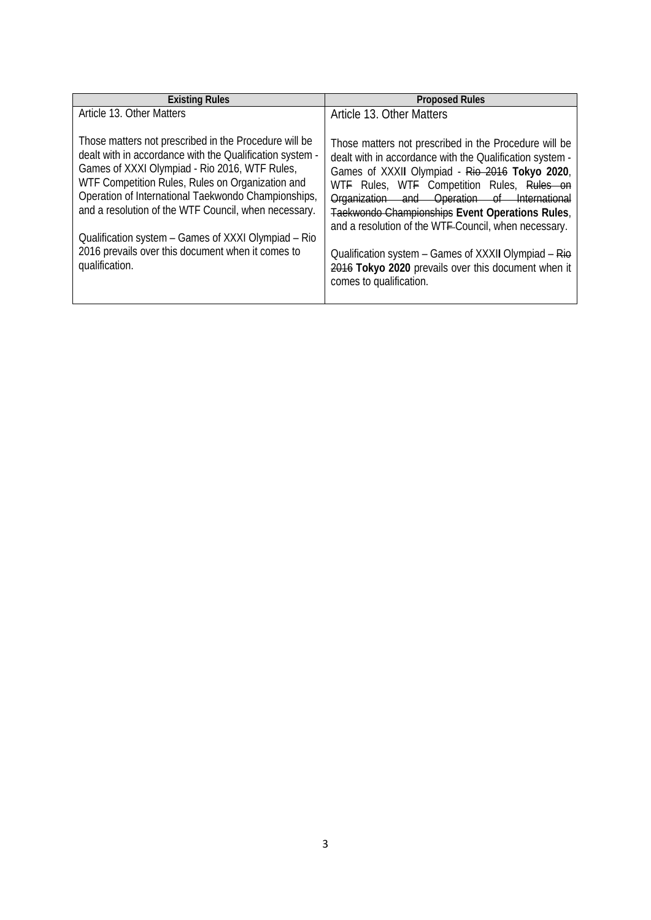| Existing Rules | Proposed Rules |
| --- | --- |
| Article 13. Other Matters<br><br>Those matters not prescribed in the Procedure will be dealt with in accordance with the Qualification system - Games of XXXI Olympiad - Rio 2016, WTF Rules, WTF Competition Rules, Rules on Organization and Operation of International Taekwondo Championships, and a resolution of the WTF Council, when necessary.<br><br>Qualification system – Games of XXXI Olympiad – Rio 2016 prevails over this document when it comes to qualification. | Article 13. Other Matters<br><br>Those matters not prescribed in the Procedure will be dealt with in accordance with the Qualification system - Games of XXXI**I** Olympiad - ~~Rio 2016~~ **Tokyo 2020**, WT~~F~~ Rules, WT~~F~~ Competition Rules, ~~Rules on Organization and Operation of International Taekwondo Championships~~ **Event Operations Rules**, and a resolution of the WT~~F~~ Council, when necessary.<br><br>Qualification system – Games of XXXI**I** Olympiad – ~~Rio 2016~~ **Tokyo 2020** prevails over this document when it comes to qualification. |